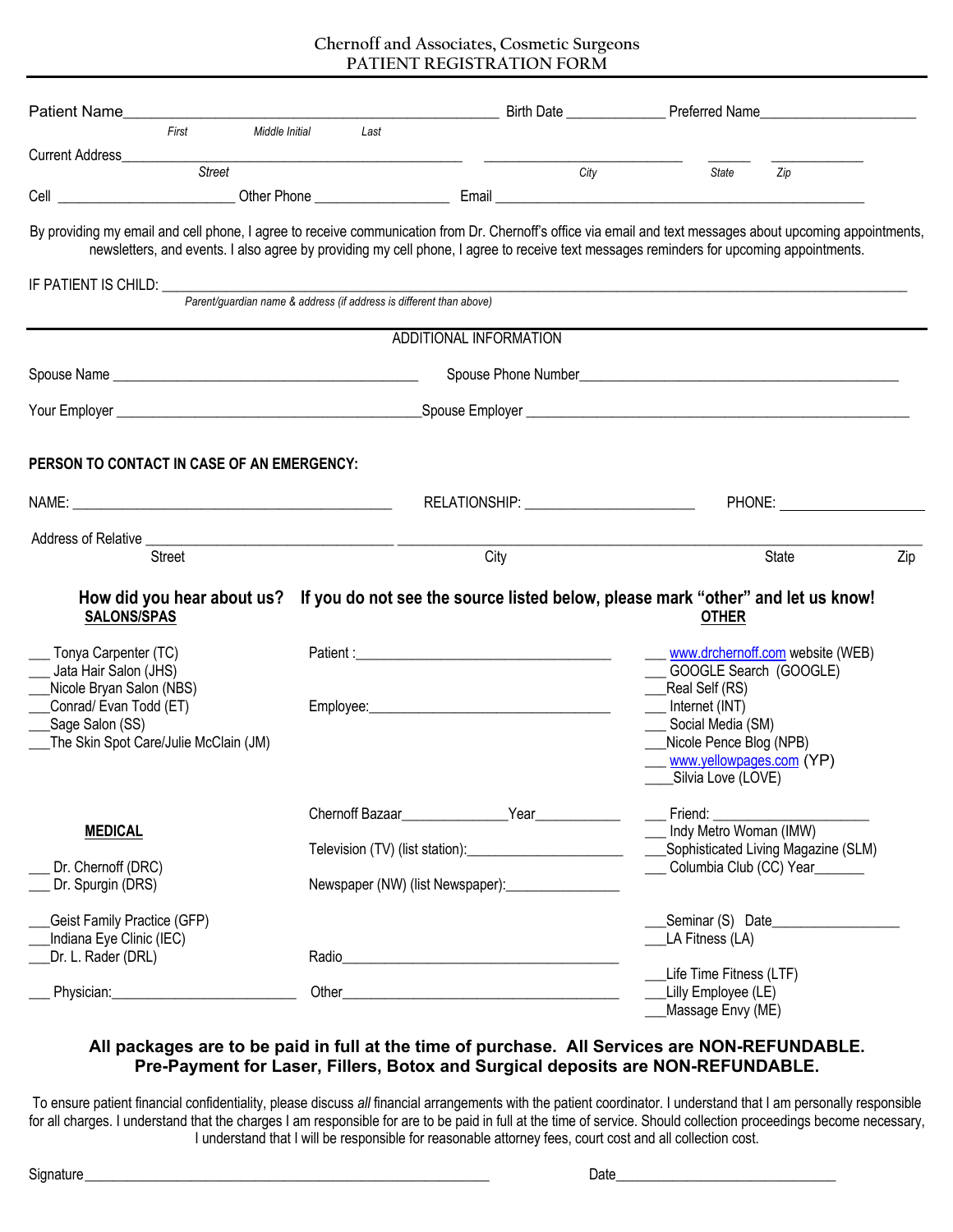# Chernoff and Associates, Cosmetic Surgeons
## PATIENT REGISTRATION FORM

Patient Name_______________________________________________ Birth Date _____________ Preferred Name____________________

*First* *Middle Initial* *Last*

Current Address_________________________________________ __________________________ ______ ____________

*Street* *City* *State* *Zip*

Cell _______________________ Other Phone _________________ Email _____________________________________________

By providing my email and cell phone, I agree to receive communication from Dr. Chernoff's office via email and text messages about upcoming appointments, newsletters, and events. I also agree by providing my cell phone, I agree to receive text messages reminders for upcoming appointments.

IF PATIENT IS CHILD: ____________________________________________________________________________________________

*Parent/guardian name & address (if address is different than above)*

## ADDITIONAL INFORMATION

Spouse Name _________________________________________ Spouse Phone Number___________________________________________

Your Employer ________________________________________Spouse Employer _____________________________________________

**PERSON TO CONTACT IN CASE OF AN EMERGENCY:**

NAME: ___________________________________________ RELATIONSHIP: _______________________ PHONE: ___________________

Address of Relative _________________________________ ___________________________________________________________________

Street City State Zip

### How did you hear about us? If you do not see the source listed below, please mark "other" and let us know!

**SALONS/SPAS**

- ___ Tonya Carpenter (TC)
- ___ Jata Hair Salon (JHS)
- ___Nicole Bryan Salon (NBS)
- ___Conrad/ Evan Todd (ET)
- ___Sage Salon (SS)
- ___The Skin Spot Care/Julie McClain (JM)

Patient :___________________________________

Employee:__________________________________

**OTHER**

- ___ www.drchernoff.com website (WEB)
- ___ GOOGLE Search (GOOGLE)
- ___Real Self (RS)
- ___ Internet (INT)
- ___ Social Media (SM)
- ___Nicole Pence Blog (NPB)
- ___ www.yellowpages.com (YP)
- ____Silvia Love (LOVE)

**MEDICAL**

- ___ Dr. Chernoff (DRC)
- ___ Dr. Spurgin (DRS)
- ___Geist Family Practice (GFP)
- ___Indiana Eye Clinic (IEC)
- ___Dr. L. Rader (DRL)
- ___ Physician:_________________________

Chernoff Bazaar______________Year____________

Television (TV) (list station):_____________________

Newspaper (NW) (list Newspaper):_______________

Radio_______________________________________

Other_______________________________________

- ___ Friend: ______________________
- ___ Indy Metro Woman (IMW)
- ___Sophisticated Living Magazine (SLM)
- ___ Columbia Club (CC) Year_______
- ___Seminar (S) Date_________________
- ___LA Fitness (LA)
- ___Life Time Fitness (LTF)
- ___Lilly Employee (LE)
- ___Massage Envy (ME)

**All packages are to be paid in full at the time of purchase. All Services are NON-REFUNDABLE. Pre-Payment for Laser, Fillers, Botox and Surgical deposits are NON-REFUNDABLE.**

To ensure patient financial confidentiality, please discuss *all* financial arrangements with the patient coordinator. I understand that I am personally responsible for all charges. I understand that the charges I am responsible for are to be paid in full at the time of service. Should collection proceedings become necessary, I understand that I will be responsible for reasonable attorney fees, court cost and all collection cost.

Signature________________________________________________________ Date________________________________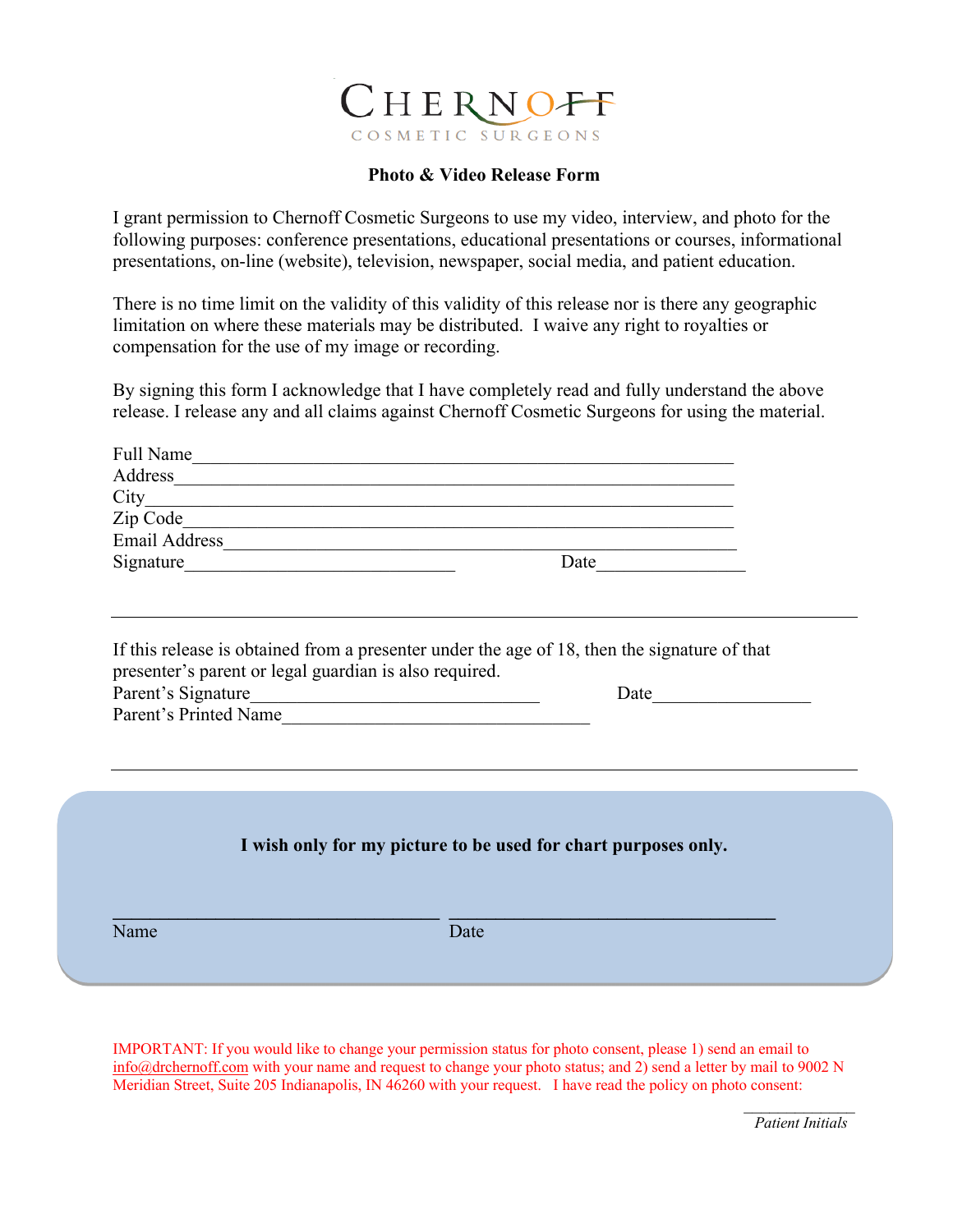# CHERNOFF

COSMETIC SURGEONS

**Photo & Video Release Form**

I grant permission to Chernoff Cosmetic Surgeons to use my video, interview, and photo for the following purposes: conference presentations, educational presentations or courses, informational presentations, on-line (website), television, newspaper, social media, and patient education.

There is no time limit on the validity of this validity of this release nor is there any geographic limitation on where these materials may be distributed. I waive any right to royalties or compensation for the use of my image or recording.

By signing this form I acknowledge that I have completely read and fully understand the above release. I release any and all claims against Chernoff Cosmetic Surgeons for using the material.

Full Name___________________________________________________________

Address_____________________________________________________________

City________________________________________________________________

Zip Code____________________________________________________________

Email Address_______________________________________________________

Signature_____________________________ Date________________

---

If this release is obtained from a presenter under the age of 18, then the signature of that presenter's parent or legal guardian is also required.

Parent's Signature_______________________________ Date_________________

Parent's Printed Name_________________________________

---

**I wish only for my picture to be used for chart purposes only.**

___________________________________ ___________________________________

Name Date

IMPORTANT: If you would like to change your permission status for photo consent, please 1) send an email to info@drchernoff.com with your name and request to change your photo status; and 2) send a letter by mail to 9002 N Meridian Street, Suite 205 Indianapolis, IN 46260 with your request. I have read the policy on photo consent:

_____________

*Patient Initials*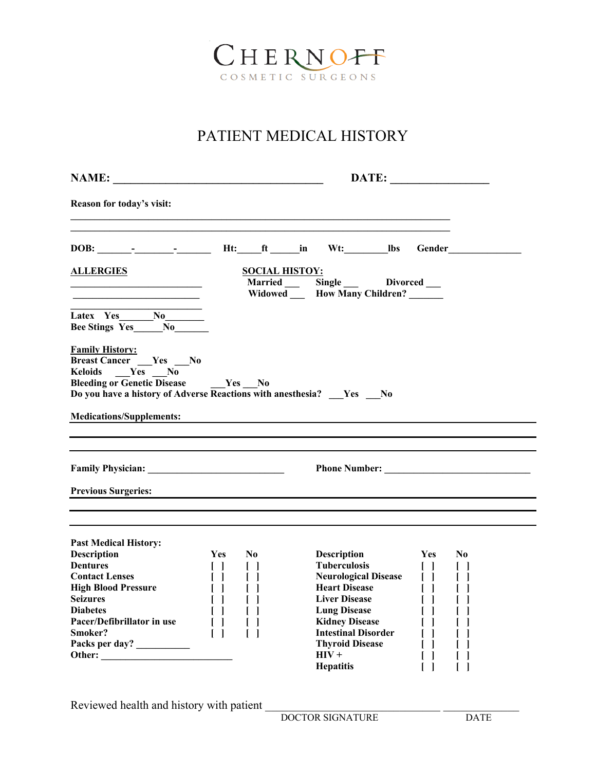CHERNOFF
COSMETIC SURGEONS

# PATIENT MEDICAL HISTORY

**NAME:** ____________________________________ **DATE:** _________________

**Reason for today's visit:**

_____________________________________________________________________

_____________________________________________________________________

**DOB:** _______-________-_______ **Ht:**_____**ft** ______**in** **Wt:**_________**lbs** **Gender**______________

**ALLERGIES**

__________________________

__________________________

__________________________

**Latex Yes**_______**No**________

**Bee Stings Yes**______**No**_______

**SOCIAL HISTOY:**

**Married** ___ **Single** ___ **Divorced** ___

**Widowed** ___ **How Many Children?** _______

**Family History:**

**Breast Cancer** ___**Yes** ___**No**

**Keloids** ___**Yes** ___**No**

**Bleeding or Genetic Disease** ___**Yes** ___**No**

**Do you have a history of Adverse Reactions with anesthesia?** ___**Yes** ___**No**

**Medications/Supplements:** _____________________________________________

_____________________________________________________________________

_____________________________________________________________________

**Family Physician:** ___________________________ **Phone Number:** ______________________________

**Previous Surgeries:** _____________________________________________

_____________________________________________________________________

_____________________________________________________________________

**Past Medical History:**

| Description | Yes | No | Description | Yes | No |
|---|---|---|---|---|---|
| Dentures | [ ] | [ ] | Tuberculosis | [ ] | [ ] |
| Contact Lenses | [ ] | [ ] | Neurological Disease | [ ] | [ ] |
| High Blood Pressure | [ ] | [ ] | Heart Disease | [ ] | [ ] |
| Seizures | [ ] | [ ] | Liver Disease | [ ] | [ ] |
| Diabetes | [ ] | [ ] | Lung Disease | [ ] | [ ] |
| Pacer/Defibrillator in use | [ ] | [ ] | Kidney Disease | [ ] | [ ] |
| Smoker? | [ ] | [ ] | Intestinal Disorder | [ ] | [ ] |
| Packs per day? ___________ | | | Thyroid Disease | [ ] | [ ] |
| Other: __________________________ | | | HIV + | [ ] | [ ] |
| | | | Hepatitis | [ ] | [ ] |

Reviewed health and history with patient ________________________________ _______________

DOCTOR SIGNATURE DATE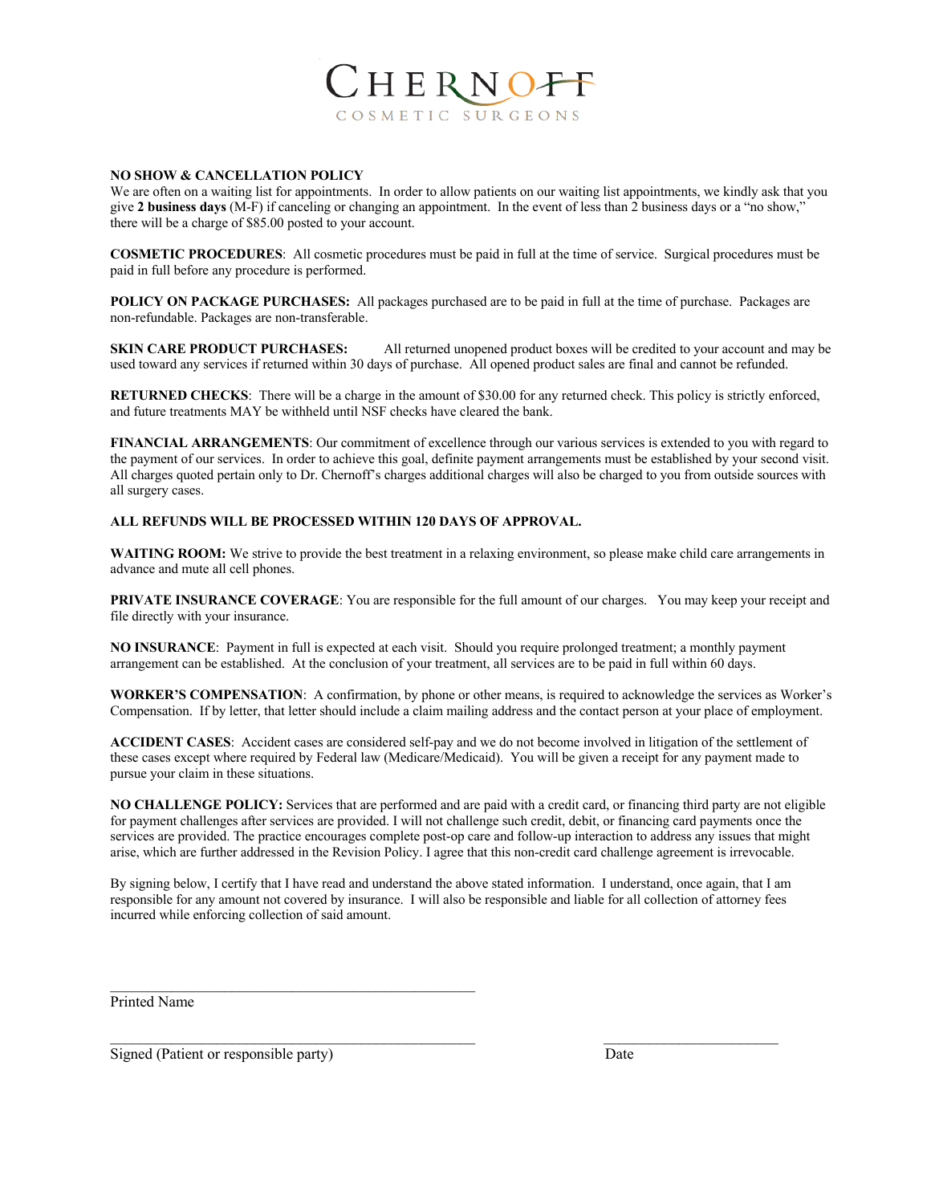CHERNOFF

COSMETIC SURGEONS

**NO SHOW & CANCELLATION POLICY**
We are often on a waiting list for appointments. In order to allow patients on our waiting list appointments, we kindly ask that you give **2 business days** (M-F) if canceling or changing an appointment. In the event of less than 2 business days or a "no show," there will be a charge of $85.00 posted to your account.

**COSMETIC PROCEDURES**: All cosmetic procedures must be paid in full at the time of service. Surgical procedures must be paid in full before any procedure is performed.

**POLICY ON PACKAGE PURCHASES:** All packages purchased are to be paid in full at the time of purchase. Packages are non-refundable. Packages are non-transferable.

**SKIN CARE PRODUCT PURCHASES:** All returned unopened product boxes will be credited to your account and may be used toward any services if returned within 30 days of purchase. All opened product sales are final and cannot be refunded.

**RETURNED CHECKS**: There will be a charge in the amount of $30.00 for any returned check. This policy is strictly enforced, and future treatments MAY be withheld until NSF checks have cleared the bank.

**FINANCIAL ARRANGEMENTS**: Our commitment of excellence through our various services is extended to you with regard to the payment of our services. In order to achieve this goal, definite payment arrangements must be established by your second visit. All charges quoted pertain only to Dr. Chernoff's charges additional charges will also be charged to you from outside sources with all surgery cases.

**ALL REFUNDS WILL BE PROCESSED WITHIN 120 DAYS OF APPROVAL.**

**WAITING ROOM:** We strive to provide the best treatment in a relaxing environment, so please make child care arrangements in advance and mute all cell phones.

**PRIVATE INSURANCE COVERAGE**: You are responsible for the full amount of our charges. You may keep your receipt and file directly with your insurance.

**NO INSURANCE**: Payment in full is expected at each visit. Should you require prolonged treatment; a monthly payment arrangement can be established. At the conclusion of your treatment, all services are to be paid in full within 60 days.

**WORKER'S COMPENSATION**: A confirmation, by phone or other means, is required to acknowledge the services as Worker's Compensation. If by letter, that letter should include a claim mailing address and the contact person at your place of employment.

**ACCIDENT CASES**: Accident cases are considered self-pay and we do not become involved in litigation of the settlement of these cases except where required by Federal law (Medicare/Medicaid). You will be given a receipt for any payment made to pursue your claim in these situations.

**NO CHALLENGE POLICY:** Services that are performed and are paid with a credit card, or financing third party are not eligible for payment challenges after services are provided. I will not challenge such credit, debit, or financing card payments once the services are provided. The practice encourages complete post-op care and follow-up interaction to address any issues that might arise, which are further addressed in the Revision Policy. I agree that this non-credit card challenge agreement is irrevocable.

By signing below, I certify that I have read and understand the above stated information. I understand, once again, that I am responsible for any amount not covered by insurance. I will also be responsible and liable for all collection of attorney fees incurred while enforcing collection of said amount.

\_\_\_\_\_\_\_\_\_\_\_\_\_\_\_\_\_\_\_\_\_\_\_\_\_\_\_\_\_\_\_\_\_\_\_\_\_\_\_\_\_\_\_\_\_\_
Printed Name

\_\_\_\_\_\_\_\_\_\_\_\_\_\_\_\_\_\_\_\_\_\_\_\_\_\_\_\_\_\_\_\_\_\_\_\_\_\_\_\_\_\_\_\_\_\_ \_\_\_\_\_\_\_\_\_\_\_\_\_\_\_\_\_\_\_\_\_\_\_
Signed (Patient or responsible party) Date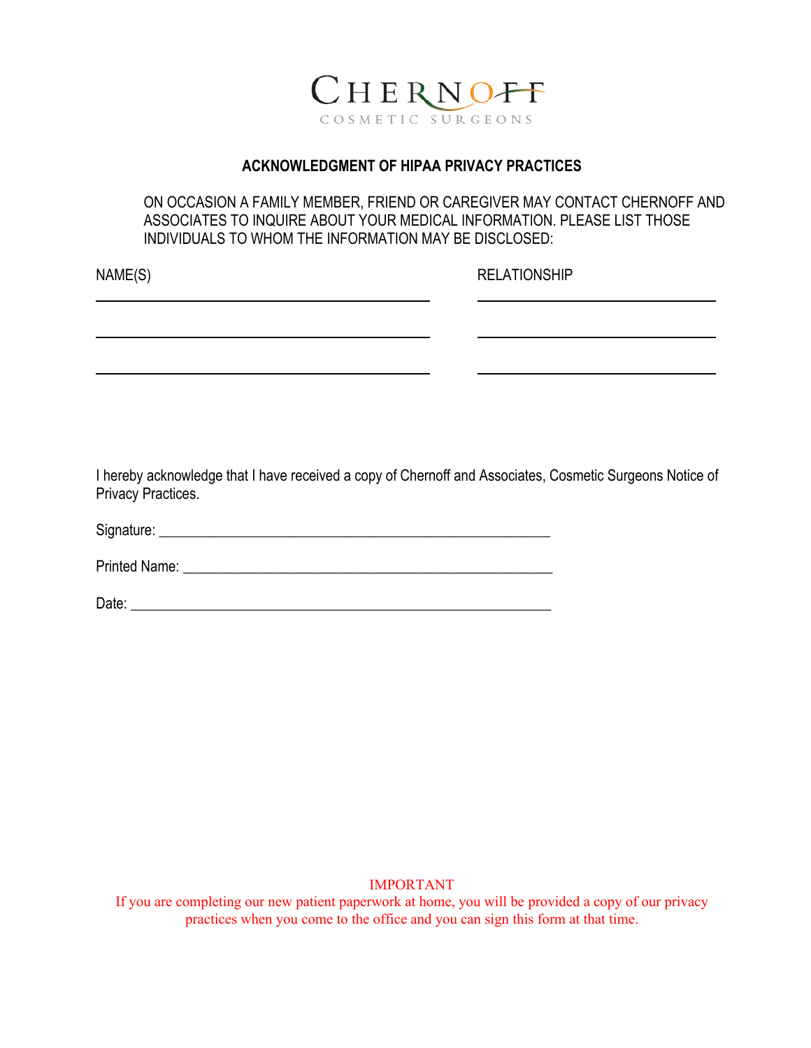CHERNOFF
COSMETIC SURGEONS

## ACKNOWLEDGMENT OF HIPAA PRIVACY PRACTICES

ON OCCASION A FAMILY MEMBER, FRIEND OR CAREGIVER MAY CONTACT CHERNOFF AND ASSOCIATES TO INQUIRE ABOUT YOUR MEDICAL INFORMATION. PLEASE LIST THOSE INDIVIDUALS TO WHOM THE INFORMATION MAY BE DISCLOSED:

| NAME(S) | RELATIONSHIP |
|---|---|
| ______________________________ | ______________________ |
| ______________________________ | ______________________ |
| ______________________________ | ______________________ |

I hereby acknowledge that I have received a copy of Chernoff and Associates, Cosmetic Surgeons Notice of Privacy Practices.

Signature: ___________________________________________________

Printed Name: ________________________________________________

Date: ______________________________________________________

IMPORTANT

If you are completing our new patient paperwork at home, you will be provided a copy of our privacy practices when you come to the office and you can sign this form at that time.